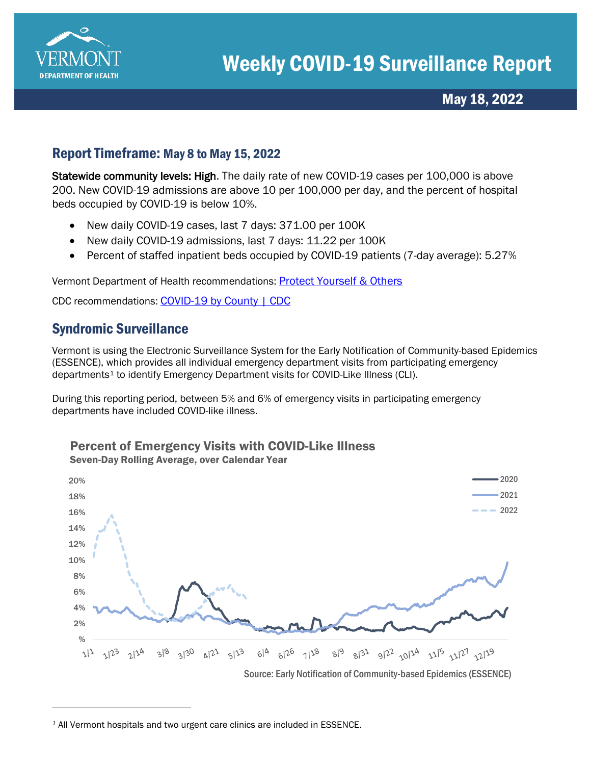# Weekly COVID-19 Surveillance Report

**May 18, 2022**

## Report Timeframe: May 8 to May 15, 2022

**Statewide community levels: High**. The daily rate of new COVID-19 cases per 100,000 is above 200. New COVID-19 admissions are above 10 per 100,000 per day, and the percent of hospital beds occupied by COVID-19 is below 10%.

- New daily COVID-19 cases, last 7 days: 371.00 per 100K
- New daily COVID-19 admissions, last 7 days: 11.22 per 100K
- Percent of staffed inpatient beds occupied by COVID-19 patients (7-day average): 5.27%

Vermont Department of Health recommendations: Protect Yourself & Others

CDC recommendations: COVID-19 by County | CDC

## Syndromic Surveillance

Vermont is using the Electronic Surveillance System for the Early Notification of Community-based Epidemics (ESSENCE), which provides all individual emergency department visits from participating emergency departments[1] to identify Emergency Department visits for COVID-Like Illness (CLI).

During this reporting period, between 5% and 6% of emergency visits in participating emergency departments have included COVID-like illness.

**Percent of Emergency Visits with COVID-Like Illness**
**Seven-Day Rolling Average, over Calendar Year**

Source: Early Notification of Community-based Epidemics (ESSENCE)

[1] All Vermont hospitals and two urgent care clinics are included in ESSENCE.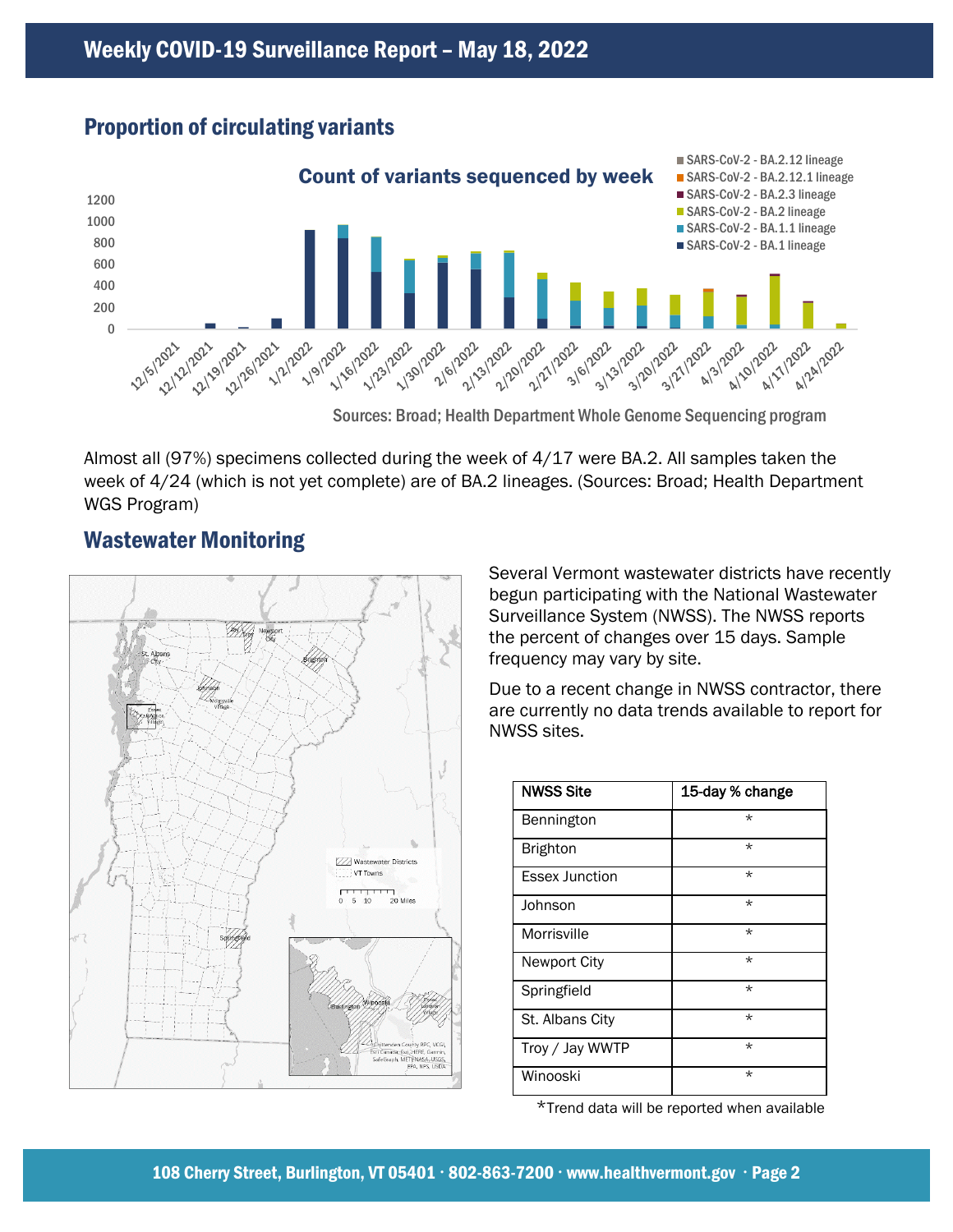## Proportion of circulating variants

Count of variants sequenced by week

Sources: Broad; Health Department Whole Genome Sequencing program

Almost all (97%) specimens collected during the week of 4/17 were BA.2. All samples taken the week of 4/24 (which is not yet complete) are of BA.2 lineages. (Sources: Broad; Health Department WGS Program)

## Wastewater Monitoring

Several Vermont wastewater districts have recently begun participating with the National Wastewater Surveillance System (NWSS). The NWSS reports the percent of changes over 15 days. Sample frequency may vary by site.

Due to a recent change in NWSS contractor, there are currently no data trends available to report for NWSS sites.

| NWSS Site | 15-day % change |
|---|---|
| Bennington | * |
| Brighton | * |
| Essex Junction | * |
| Johnson | * |
| Morrisville | * |
| Newport City | * |
| Springfield | * |
| St. Albans City | * |
| Troy / Jay WWTP | * |
| Winooski | * |

*Trend data will be reported when available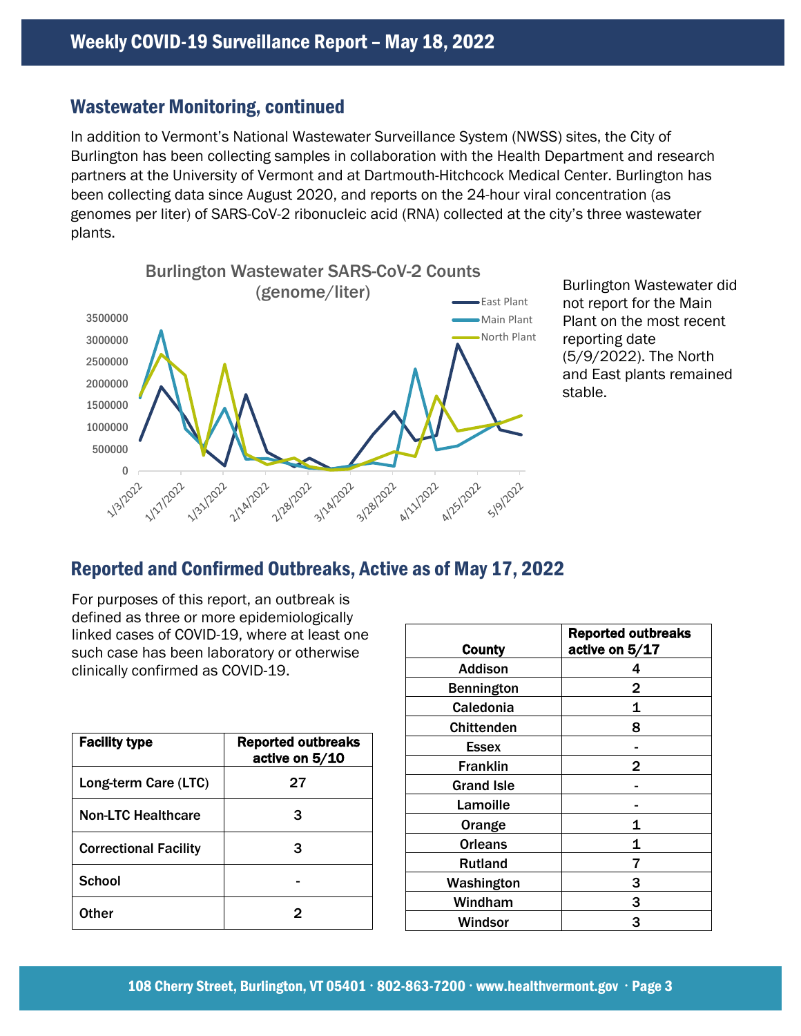## Wastewater Monitoring, continued

In addition to Vermont's National Wastewater Surveillance System (NWSS) sites, the City of Burlington has been collecting samples in collaboration with the Health Department and research partners at the University of Vermont and at Dartmouth-Hitchcock Medical Center. Burlington has been collecting data since August 2020, and reports on the 24-hour viral concentration (as genomes per liter) of SARS-CoV-2 ribonucleic acid (RNA) collected at the city's three wastewater plants.

Burlington Wastewater did not report for the Main Plant on the most recent reporting date (5/9/2022). The North and East plants remained stable.

## Reported and Confirmed Outbreaks, Active as of May 17, 2022

For purposes of this report, an outbreak is defined as three or more epidemiologically linked cases of COVID-19, where at least one such case has been laboratory or otherwise clinically confirmed as COVID-19.

| Facility type | Reported outbreaks active on 5/10 |
|---|---|
| Long-term Care (LTC) | 27 |
| Non-LTC Healthcare | 3 |
| Correctional Facility | 3 |
| School | - |
| Other | 2 |

| County | Reported outbreaks active on 5/17 |
|---|---|
| Addison | 4 |
| Bennington | 2 |
| Caledonia | 1 |
| Chittenden | 8 |
| Essex | - |
| Franklin | 2 |
| Grand Isle | - |
| Lamoille | - |
| Orange | 1 |
| Orleans | 1 |
| Rutland | 7 |
| Washington | 3 |
| Windham | 3 |
| Windsor | 3 |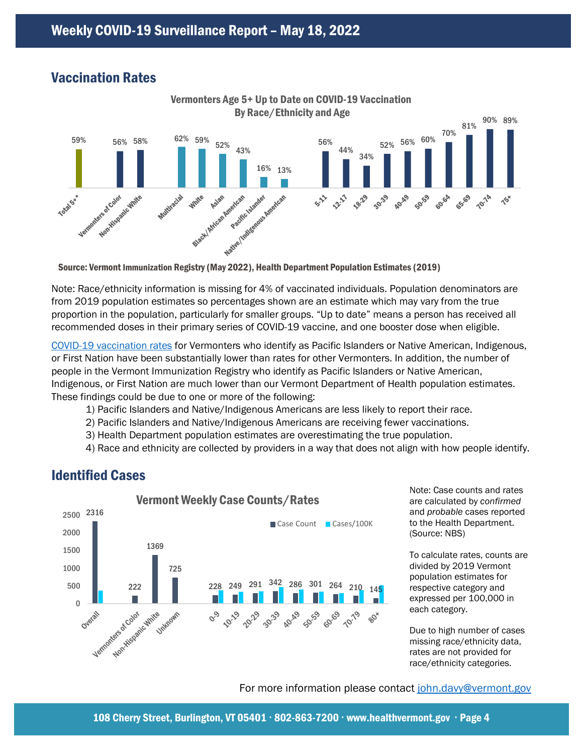# Weekly COVID-19 Surveillance Report – May 18, 2022

## Vaccination Rates

**Vermonters Age 5+ Up to Date on COVID-19 Vaccination By Race/Ethnicity and Age**

59% Total 5+*
56% Vermonters of Color
58% Non-Hispanic White
62% Multiracial
59% White
52% Asian
43% Black/African American
16% Pacific Islander
13% Native/Indigenous American
56% 5-11
44% 12-17
34% 18-29
52% 30-39
56% 40-49
60% 50-59
70% 60-64
81% 65-69
90% 70-74
89% 75+

**Source: Vermont Immunization Registry (May 2022), Health Department Population Estimates (2019)**

Note: Race/ethnicity information is missing for 4% of vaccinated individuals. Population denominators are from 2019 population estimates so percentages shown are an estimate which may vary from the true proportion in the population, particularly for smaller groups. "Up to date" means a person has received all recommended doses in their primary series of COVID-19 vaccine, and one booster dose when eligible.

COVID-19 vaccination rates for Vermonters who identify as Pacific Islanders or Native American, Indigenous, or First Nation have been substantially lower than rates for other Vermonters. In addition, the number of people in the Vermont Immunization Registry who identify as Pacific Islanders or Native American, Indigenous, or First Nation are much lower than our Vermont Department of Health population estimates. These findings could be due to one or more of the following:

1) Pacific Islanders and Native/Indigenous Americans are less likely to report their race.
2) Pacific Islanders and Native/Indigenous Americans are receiving fewer vaccinations.
3) Health Department population estimates are overestimating the true population.
4) Race and ethnicity are collected by providers in a way that does not align with how people identify.

## Identified Cases

**Vermont Weekly Case Counts/Rates**

Case Count | Cases/100K

0 500 1000 1500 2000 2500

2316 Overall
222 Vermonters of Color
1369 Non-Hispanic White
725 Unknown
228 0-9
249 10-19
291 20-29
342 30-39
286 40-49
301 50-59
264 60-69
210 70-79
145 80+

Note: Case counts and rates are calculated by *confirmed* and *probable* cases reported to the Health Department. (Source: NBS)

To calculate rates, counts are divided by 2019 Vermont population estimates for respective category and expressed per 100,000 in each category.

Due to high number of cases missing race/ethnicity data, rates are not provided for race/ethnicity categories.

For more information please contact john.davy@vermont.gov